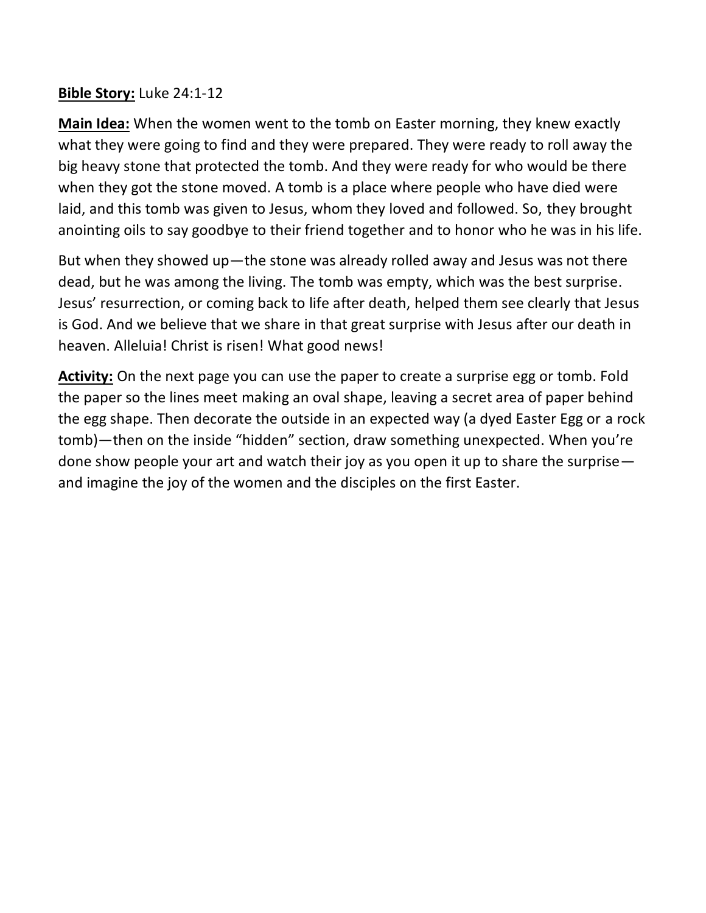**Bible Story:** Luke 24:1-12

**Main Idea:** When the women went to the tomb on Easter morning, they knew exactly what they were going to find and they were prepared. They were ready to roll away the big heavy stone that protected the tomb. And they were ready for who would be there when they got the stone moved. A tomb is a place where people who have died were laid, and this tomb was given to Jesus, whom they loved and followed. So, they brought anointing oils to say goodbye to their friend together and to honor who he was in his life.

But when they showed up—the stone was already rolled away and Jesus was not there dead, but he was among the living. The tomb was empty, which was the best surprise. Jesus' resurrection, or coming back to life after death, helped them see clearly that Jesus is God. And we believe that we share in that great surprise with Jesus after our death in heaven. Alleluia! Christ is risen! What good news!

**Activity:** On the next page you can use the paper to create a surprise egg or tomb. Fold the paper so the lines meet making an oval shape, leaving a secret area of paper behind the egg shape. Then decorate the outside in an expected way (a dyed Easter Egg or a rock tomb)—then on the inside "hidden" section, draw something unexpected. When you're done show people your art and watch their joy as you open it up to share the surprise—and imagine the joy of the women and the disciples on the first Easter.